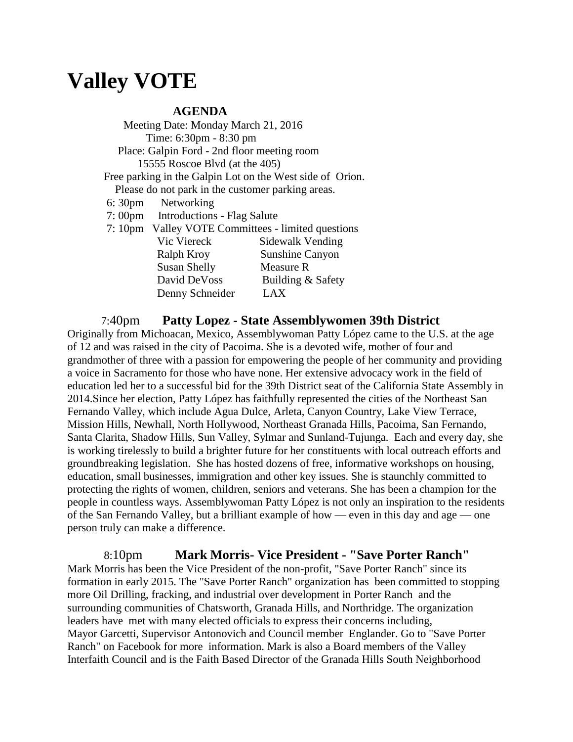# Valley VOTE

## AGENDA

Meeting Date: Monday March 21, 2016
Time: 6:30pm - 8:30 pm
Place: Galpin Ford - 2nd floor meeting room
15555 Roscoe Blvd (at the 405)
Free parking in the Galpin Lot on the West side of Orion.
Please do not park in the customer parking areas.

6: 30pm Networking

7: 00pm Introductions - Flag Salute

7: 10pm Valley VOTE Committees - limited questions

| | |
|---|---|
| Vic Viereck | Sidewalk Vending |
| Ralph Kroy | Sunshine Canyon |
| Susan Shelly | Measure R |
| David DeVoss | Building & Safety |
| Denny Schneider | LAX |

### 7:40pm **Patty Lopez - State Assemblywomen 39th District**

Originally from Michoacan, Mexico, Assemblywoman Patty López came to the U.S. at the age of 12 and was raised in the city of Pacoima. She is a devoted wife, mother of four and grandmother of three with a passion for empowering the people of her community and providing a voice in Sacramento for those who have none. Her extensive advocacy work in the field of education led her to a successful bid for the 39th District seat of the California State Assembly in 2014.Since her election, Patty López has faithfully represented the cities of the Northeast San Fernando Valley, which include Agua Dulce, Arleta, Canyon Country, Lake View Terrace, Mission Hills, Newhall, North Hollywood, Northeast Granada Hills, Pacoima, San Fernando, Santa Clarita, Shadow Hills, Sun Valley, Sylmar and Sunland-Tujunga. Each and every day, she is working tirelessly to build a brighter future for her constituents with local outreach efforts and groundbreaking legislation. She has hosted dozens of free, informative workshops on housing, education, small businesses, immigration and other key issues. She is staunchly committed to protecting the rights of women, children, seniors and veterans. She has been a champion for the people in countless ways. Assemblywoman Patty López is not only an inspiration to the residents of the San Fernando Valley, but a brilliant example of how — even in this day and age — one person truly can make a difference.

### 8:10pm **Mark Morris- Vice President - "Save Porter Ranch"**

Mark Morris has been the Vice President of the non-profit, "Save Porter Ranch" since its formation in early 2015. The "Save Porter Ranch" organization has been committed to stopping more Oil Drilling, fracking, and industrial over development in Porter Ranch and the surrounding communities of Chatsworth, Granada Hills, and Northridge. The organization leaders have met with many elected officials to express their concerns including, Mayor Garcetti, Supervisor Antonovich and Council member Englander. Go to "Save Porter Ranch" on Facebook for more information. Mark is also a Board members of the Valley Interfaith Council and is the Faith Based Director of the Granada Hills South Neighborhood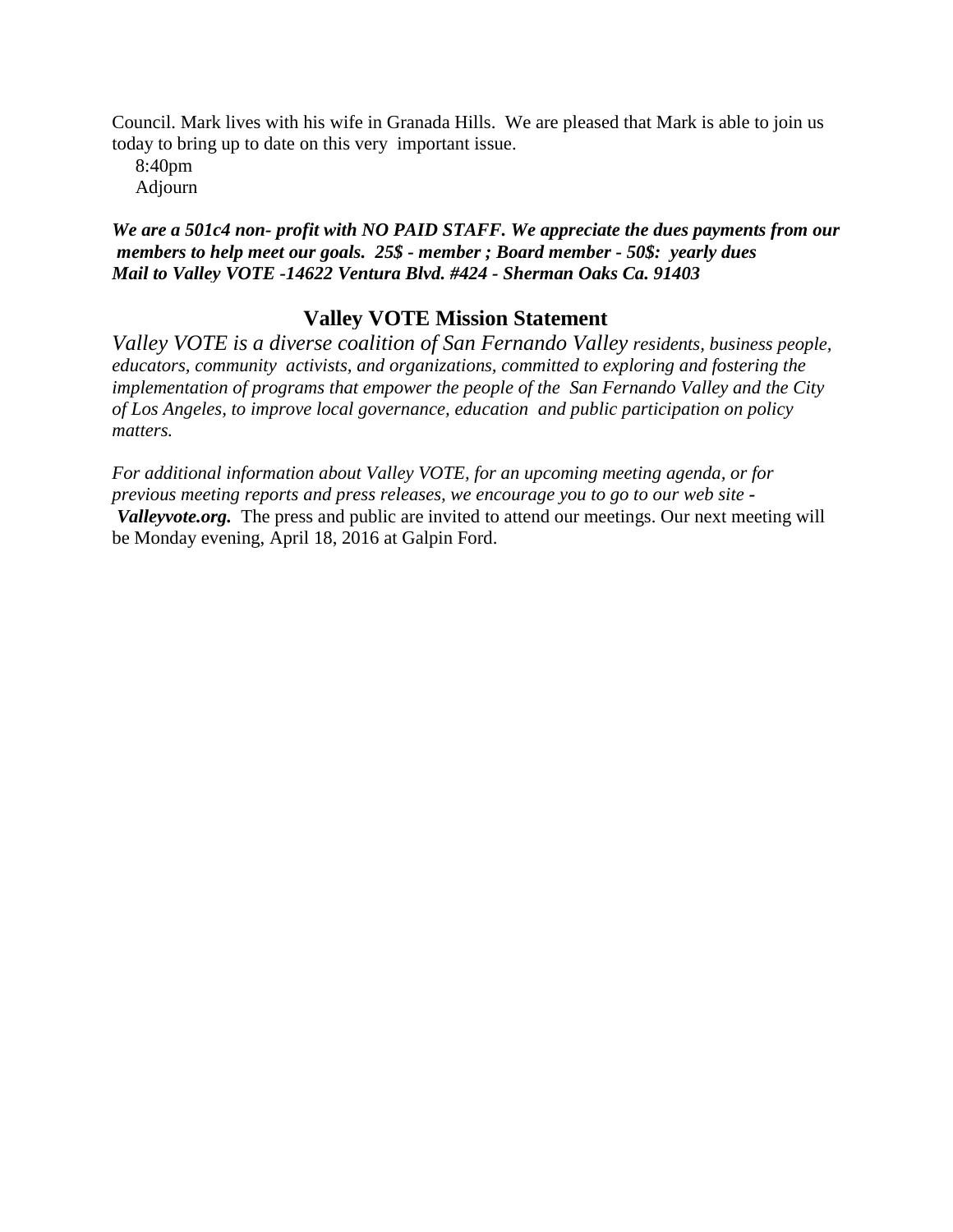Council. Mark lives with his wife in Granada Hills. We are pleased that Mark is able to join us today to bring up to date on this very important issue.

8:40pm
Adjourn

***We are a 501c4 non- profit with NO PAID STAFF. We appreciate the dues payments from our members to help meet our goals. 25$ - member ; Board member - 50$: yearly dues***
***Mail to Valley VOTE -14622 Ventura Blvd. #424 - Sherman Oaks Ca. 91403***

## Valley VOTE Mission Statement

*Valley VOTE is a diverse coalition of San Fernando Valley residents, business people, educators, community activists, and organizations, committed to exploring and fostering the implementation of programs that empower the people of the San Fernando Valley and the City of Los Angeles, to improve local governance, education and public participation on policy matters.*

*For additional information about Valley VOTE, for an upcoming meeting agenda, or for previous meeting reports and press releases, we encourage you to go to our web site -* ***Valleyvote.org.*** The press and public are invited to attend our meetings. Our next meeting will be Monday evening, April 18, 2016 at Galpin Ford.